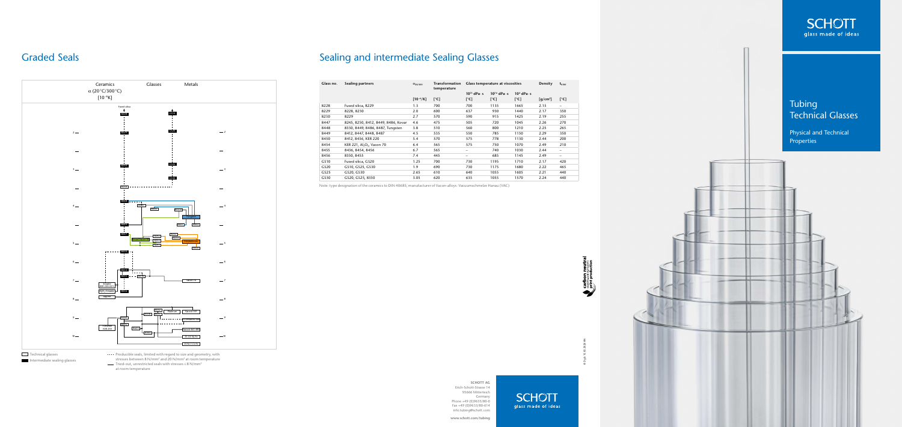# Graded Seals

Ceramics — Glasses — Metals

α (20 °C/300 °C) [10⁻⁶/K]

Technical glasses

Intermediate sealing glasses

···· Producible seals, limited with regard to size and geometry, with stresses between 8 N/mm² and 20 N/mm² at room temperature

—— Tried-out, unrestricted seals with stresses ≤ 8 N/mm² at room temperature

# Sealing and intermediate Sealing Glasses

| Glass no. | Sealing partners | $\alpha_{20/300}$ | Transformation temperature | Glass temperature at viscosities | | | Density | $t_{k100}$ |
|---|---|---|---|---|---|---|---|---|
| | | | | $10^{13}$ dPa·s | $10^{7.6}$ dPa·s | $10^{4}$ dPa·s | | |
| | | [$10^{-6}$/K] | [°C] | [°C] | [°C] | [°C] | [g/cm³] | [°C] |
| 8228 | Fused silica, 8229 | 1.3 | 700 | 700 | 1135 | 1665 | 2.15 | – |
| 8229 | 8228, 8230 | 2.0 | 600 | 637 | 930 | 1440 | 2.17 | 350 |
| 8230 | 8229 | 2.7 | 570 | 590 | 915 | 1425 | 2.19 | 255 |
| 8447 | 8245, 8250, 8412, 8449, 8486, Kovar | 4.6 | 475 | 505 | 720 | 1045 | 2.26 | 270 |
| 8448 | 8330, 8449, 8486, 8487, Tungsten | 3.8 | 510 | 560 | 800 | 1210 | 2.25 | 265 |
| 8449 | 8412, 8447, 8448, 8487 | 4.5 | 535 | 550 | 785 | 1150 | 2.29 | 350 |
| 8450 | 8412, 8436, KER 220 | 5.4 | 570 | 575 | 778 | 1130 | 2.44 | 200 |
| 8454 | KER 221, $Al_2O_3$, Vacon 70 | 6.4 | 565 | 575 | 750 | 1070 | 2.49 | 210 |
| 8455 | 8436, 8454, 8456 | 6.7 | 565 | – | 740 | 1030 | 2.44 | – |
| 8456 | 8350, 8455 | 7.4 | 445 | – | 685 | 1145 | 2.49 | – |
| GS10 | Fused silica, GS20 | 1.25 | 700 | 730 | 1195 | 1710 | 2.17 | 420 |
| GS20 | GS10, GS25, GS30 | 1.9 | 690 | 730 | 1175 | 1680 | 2.22 | 465 |
| GS25 | GS20, GS30 | 2.65 | 610 | 640 | 1055 | 1605 | 2.21 | 440 |
| GS30 | GS20, GS25, 8330 | 3.05 | 620 | 635 | 1055 | 1570 | 2.24 | 440 |

Note: type designation of the ceramics to DIN 40685; manufacturer of Vacon-alloys: Vacuumschmelze Hanau (VAC)

**SCHOTT AG**
Erich-Schott-Strasse 14
95666 Mitterteich
Germany
Phone +49 (0)9633/80-0
Fax +49 (0)9633/80-614
info.tubing@schott.com

www.schott.com/tubing

SCHOTT glass made of ideas

# Tubing Technical Glasses

Physical and Technical Properties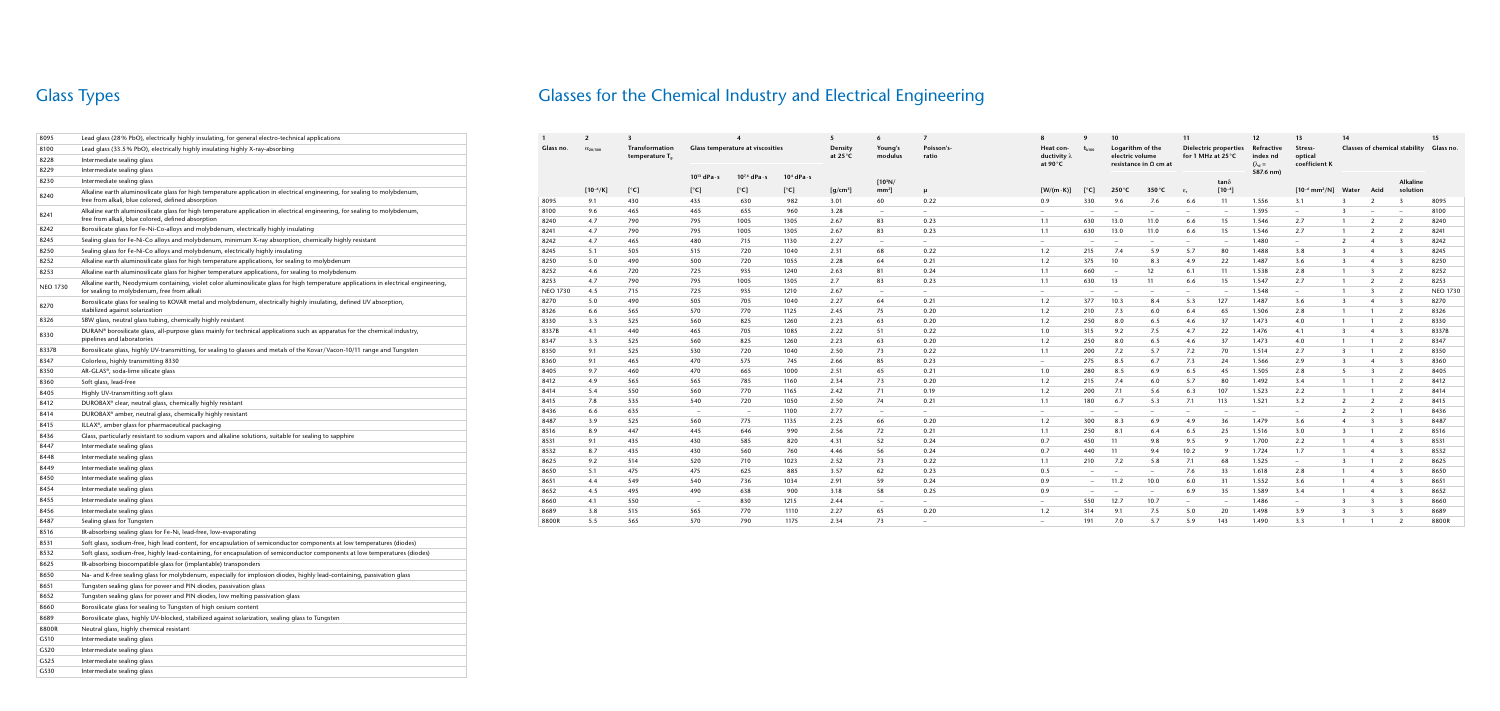# Glass Types

| | |
|---|---|
| 8095 | Lead glass (28% PbO), electrically highly insulating, for general electro-technical applications |
| 8100 | Lead glass (33.5% PbO), electrically highly insulating highly X-ray-absorbing |
| 8228 | Intermediate sealing glass |
| 8229 | Intermediate sealing glass |
| 8230 | Intermediate sealing glass |
| 8240 | Alkaline earth aluminosilicate glass for high temperature application in electrical engineering, for sealing to molybdenum, free from alkali, blue colored, defined absorption |
| 8241 | Alkaline earth aluminosilicate glass for high temperature application in electrical engineering, for sealing to molybdenum, free from alkali, blue colored, defined absorption |
| 8242 | Borosilicate glass for Fe-Ni-Co-alloys and molybdenum, electrically highly insulating |
| 8245 | Sealing glass for Fe-Ni-Co alloys and molybdenum, minimum X-ray absorption, chemically highly resistant |
| 8250 | Sealing glass for Fe-Ni-Co alloys and molybdenum, electrically highly insulating |
| 8252 | Alkaline earth aluminosilicate glass for high temperature applications, for sealing to molybdenum |
| 8253 | Alkaline earth aluminosilicate glass for higher temperature applications, for sealing to molybdenum |
| NEO 1730 | Alkaline earth, Neodymium containing, violet color aluminosilicate glass for high temperature applications in electrical engineering, for sealing to molybdenum, free from alkali |
| 8270 | Borosilicate glass for sealing to KOVAR metal and molybdenum, electrically highly insulating, defined UV absorption, stabilized against solarization |
| 8326 | SBW glass, neutral glass tubing, chemically highly resistant |
| 8330 | DURAN® borosilicate glass, all-purpose glass mainly for technical applications such as apparatus for the chemical industry, pipelines and laboratories |
| 8337B | Borosilicate glass, highly UV-transmitting, for sealing to glasses and metals of the Kovar/Vacon-10/11 range and Tungsten |
| 8347 | Colorless, highly transmitting 8330 |
| 8350 | AR-GLAS®, soda-lime silicate glass |
| 8360 | Soft glass, lead-free |
| 8405 | Highly UV-transmitting soft glass |
| 8412 | DUROBAX® clear, neutral glass, chemically highly resistant |
| 8414 | DUROBAX® amber, neutral glass, chemically highly resistant |
| 8415 | ILLAX®, amber glass for pharmaceutical packaging |
| 8436 | Glass, particularly resistant to sodium vapors and alkaline solutions, suitable for sealing to sapphire |
| 8447 | Intermediate sealing glass |
| 8448 | Intermediate sealing glass |
| 8449 | Intermediate sealing glass |
| 8450 | Intermediate sealing glass |
| 8454 | Intermediate sealing glass |
| 8455 | Intermediate sealing glass |
| 8456 | Intermediate sealing glass |
| 8487 | Sealing glass for Tungsten |
| 8516 | IR-absorbing sealing glass for Fe-Ni, lead-free, low-evaporating |
| 8531 | Soft glass, sodium-free, high lead content, for encapsulation of semiconductor components at low temperatures (diodes) |
| 8532 | Soft glass, sodium-free, highly lead-containing, for encapsulation of semiconductor components at low temperatures (diodes) |
| 8625 | IR-absorbing biocompatible glass for (implantable) transponders |
| 8650 | Na- and K-free sealing glass for molybdenum, especially for implosion diodes, highly lead-containing, passivation glass |
| 8651 | Tungsten sealing glass for power and PIN diodes, passivation glass |
| 8652 | Tungsten sealing glass for power and PIN diodes, low melting passivation glass |
| 8660 | Borosilicate glass for sealing to Tungsten of high cesium content |
| 8689 | Borosilicate glass, highly UV-blocked, stabilized against solarization, sealing glass to Tungsten |
| 8800R | Neutral glass, highly chemical resistant |
| G510 | Intermediate sealing glass |
| G520 | Intermediate sealing glass |
| G525 | Intermediate sealing glass |
| G530 | Intermediate sealing glass |

# Glasses for the Chemical Industry and Electrical Engineering

| 1 | 2 | 3 | 4 | | | 5 | 6 | 7 | 8 | 9 | 10 | | 11 | | 12 | 13 | 14 | | | 15 |
|---|---|---|---|---|---|---|---|---|---|---|---|---|---|---|---|---|---|---|---|---|
| Glass no. | $\alpha_{20/300}$ | Transformation temperature $T_g$ | Glass temperature at viscosities | | | Density at 25 °C | Young's modulus | Poisson's ratio | Heat conductivity $\lambda$ at 90 °C | $t_{k100}$ | Logarithm of the electric volume resistance in Ω cm at | | Dielectric properties for 1 MHz at 25 °C | | Refractive index nd ($\lambda_d$ = 587.6 nm) | Stress-optical coefficient K | Classes of chemical stability | | | Glass no. |
| | | | $10^{13}$ dPa·s | $10^{7.6}$ dPa·s | $10^4$ dPa·s | | | | | | 250 °C | 350 °C | | tanδ | | | | | | |
| | $[10^{-6}/K]$ | [°C] | [°C] | [°C] | [°C] | [g/cm³] | [$10^3$N/mm²] | μ | [W/(m·K)] | [°C] | | | $\varepsilon_r$ | [$10^{-4}$] | | [$10^{-6}$ mm²/N] | Water | Acid | Alkaline solution | |
| 8095 | 9.1 | 430 | 435 | 630 | 982 | 3.01 | 60 | 0.22 | 0.9 | 330 | 9.6 | 7.6 | 6.6 | 11 | 1.556 | 3.1 | 3 | 2 | 3 | 8095 |
| 8100 | 9.6 | 465 | 465 | 655 | 960 | 3.28 | – | – | – | – | – | – | – | – | 1.595 | – | 3 | – | – | 8100 |
| 8240 | 4.7 | 790 | 795 | 1005 | 1305 | 2.67 | 83 | 0.23 | 1.1 | 630 | 13.0 | 11.0 | 6.6 | 15 | 1.546 | 2.7 | 1 | 2 | 2 | 8240 |
| 8241 | 4.7 | 790 | 795 | 1005 | 1305 | 2.67 | 83 | 0.23 | 1.1 | 630 | 13.0 | 11.0 | 6.6 | 15 | 1.546 | 2.7 | 1 | 2 | 2 | 8241 |
| 8242 | 4.7 | 465 | 480 | 715 | 1130 | 2.27 | – | – | – | – | – | – | – | – | 1.480 | – | 2 | 4 | 3 | 8242 |
| 8245 | 5.1 | 505 | 515 | 720 | 1040 | 2.31 | 68 | 0.22 | 1.2 | 215 | 7.4 | 5.9 | 5.7 | 80 | 1.488 | 3.8 | 3 | 4 | 3 | 8245 |
| 8250 | 5.0 | 490 | 500 | 720 | 1055 | 2.28 | 64 | 0.21 | 1.2 | 375 | 10 | 8.3 | 4.9 | 22 | 1.487 | 3.6 | 3 | 4 | 3 | 8250 |
| 8252 | 4.6 | 720 | 725 | 935 | 1240 | 2.63 | 81 | 0.24 | 1.1 | 660 | – | 12 | 6.1 | 11 | 1.538 | 2.8 | 1 | 3 | 2 | 8252 |
| 8253 | 4.7 | 790 | 795 | 1005 | 1305 | 2.7 | 83 | 0.23 | 1.1 | 630 | 13 | 11 | 6.6 | 15 | 1.547 | 2.7 | 1 | 2 | 2 | 8253 |
| NEO 1730 | 4.5 | 715 | 725 | 935 | 1210 | 2.67 | – | – | – | – | – | – | – | – | 1.548 | – | 1 | 3 | 2 | NEO 1730 |
| 8270 | 5.0 | 490 | 505 | 705 | 1040 | 2.27 | 64 | 0.21 | 1.2 | 377 | 10.3 | 8.4 | 5.3 | 127 | 1.487 | 3.6 | 3 | 4 | 3 | 8270 |
| 8326 | 6.6 | 565 | 570 | 770 | 1125 | 2.45 | 75 | 0.20 | 1.2 | 210 | 7.5 | 6.0 | 6.4 | 65 | 1.506 | 2.8 | 1 | 1 | 2 | 8326 |
| 8330 | 3.3 | 525 | 560 | 825 | 1260 | 2.23 | 63 | 0.20 | 1.2 | 250 | 8.0 | 6.5 | 4.6 | 37 | 1.473 | 4.0 | 1 | 1 | 2 | 8330 |
| 8337B | 4.1 | 440 | 465 | 705 | 1085 | 2.22 | 51 | 0.22 | 1.0 | 315 | 9.2 | 7.5 | 4.7 | 22 | 1.476 | 4.1 | 3 | 4 | 3 | 8337B |
| 8347 | 3.3 | 525 | 560 | 825 | 1260 | 2.23 | 63 | 0.20 | 1.2 | 250 | 8.0 | 6.5 | 4.6 | 37 | 1.473 | 4.0 | 1 | 1 | 2 | 8347 |
| 8350 | 9.1 | 525 | 530 | 720 | 1040 | 2.50 | 73 | 0.22 | 1.1 | 200 | 7.2 | 5.7 | 7.2 | 70 | 1.514 | 2.7 | 3 | 1 | 2 | 8350 |
| 8360 | 9.1 | 465 | 470 | 575 | 745 | 2.66 | 85 | 0.23 | – | 275 | 8.5 | 6.7 | 7.3 | 24 | 1.566 | 2.9 | 3 | 4 | 3 | 8360 |
| 8405 | 9.7 | 460 | 470 | 665 | 1000 | 2.51 | 65 | 0.21 | 1.0 | 280 | 8.5 | 6.9 | 6.5 | 45 | 1.505 | 2.8 | 5 | 3 | 2 | 8405 |
| 8412 | 4.9 | 565 | 565 | 785 | 1160 | 2.34 | 73 | 0.20 | 1.2 | 215 | 7.4 | 6.0 | 5.7 | 80 | 1.492 | 3.4 | 1 | 1 | 2 | 8412 |
| 8414 | 5.4 | 550 | 560 | 770 | 1165 | 2.42 | 71 | 0.19 | 1.2 | 200 | 7.1 | 5.6 | 6.3 | 107 | 1.523 | 2.2 | 1 | 1 | 2 | 8414 |
| 8415 | 7.8 | 535 | 540 | 720 | 1050 | 2.50 | 74 | 0.21 | 1.1 | 180 | 6.7 | 5.3 | 7.1 | 113 | 1.521 | 3.2 | 2 | 2 | 2 | 8415 |
| 8436 | 6.6 | 635 | – | – | 1100 | 2.77 | – | – | – | – | – | – | – | – | – | – | 2 | 2 | 1 | 8436 |
| 8487 | 3.9 | 525 | 560 | 775 | 1135 | 2.25 | 66 | 0.20 | 1.2 | 300 | 8.3 | 6.9 | 4.9 | 36 | 1.479 | 3.6 | 4 | 3 | 3 | 8487 |
| 8516 | 8.9 | 447 | 445 | 646 | 990 | 2.56 | 72 | 0.21 | 1.1 | 250 | 8.1 | 6.4 | 6.5 | 25 | 1.516 | 3.0 | 3 | 1 | 2 | 8516 |
| 8531 | 9.1 | 435 | 430 | 585 | 820 | 4.31 | 52 | 0.24 | 0.7 | 430 | 11 | 9.8 | 9.5 | 9 | 1.700 | 2.2 | 1 | 4 | 3 | 8531 |
| 8532 | 8.7 | 435 | 430 | 560 | 760 | 4.46 | 56 | 0.24 | 0.7 | 440 | 11 | 9.4 | 10.2 | 9 | 1.724 | 1.7 | 1 | 4 | 3 | 8532 |
| 8625 | 9.2 | 514 | 520 | 710 | 1023 | 2.52 | 73 | 0.22 | 1.1 | 210 | 7.2 | 5.8 | 7.1 | 68 | 1.525 | – | 3 | 1 | 2 | 8625 |
| 8650 | 5.1 | 475 | 475 | 625 | 885 | 3.57 | 62 | 0.23 | 0.5 | – | – | – | 7.6 | 33 | 1.618 | 2.8 | 1 | 4 | 3 | 8650 |
| 8651 | 4.4 | 549 | 540 | 736 | 1034 | 2.91 | 59 | 0.24 | 0.9 | – | 11.2 | 10.0 | 6.0 | 31 | 1.552 | 3.6 | 1 | 4 | 3 | 8651 |
| 8652 | 4.5 | 495 | 490 | 638 | 900 | 3.18 | 58 | 0.25 | 0.9 | – | – | – | 6.9 | 35 | 1.589 | 3.4 | 1 | 4 | 3 | 8652 |
| 8660 | 4.1 | 550 | – | 830 | 1215 | 2.44 | – | – | – | 550 | 12.7 | 10.7 | – | – | 1.486 | – | 3 | 3 | 3 | 8660 |
| 8689 | 3.8 | 515 | 565 | 770 | 1110 | 2.27 | 65 | 0.20 | 1.2 | 314 | 9.1 | 7.5 | 5.0 | 20 | 1.498 | 3.9 | 3 | 3 | 3 | 8689 |
| 8800R | 5.5 | 565 | 570 | 790 | 1175 | 2.34 | 73 | – | – | 191 | 7.0 | 5.7 | 5.9 | 143 | 1.490 | 3.3 | 1 | 1 | 2 | 8800R |